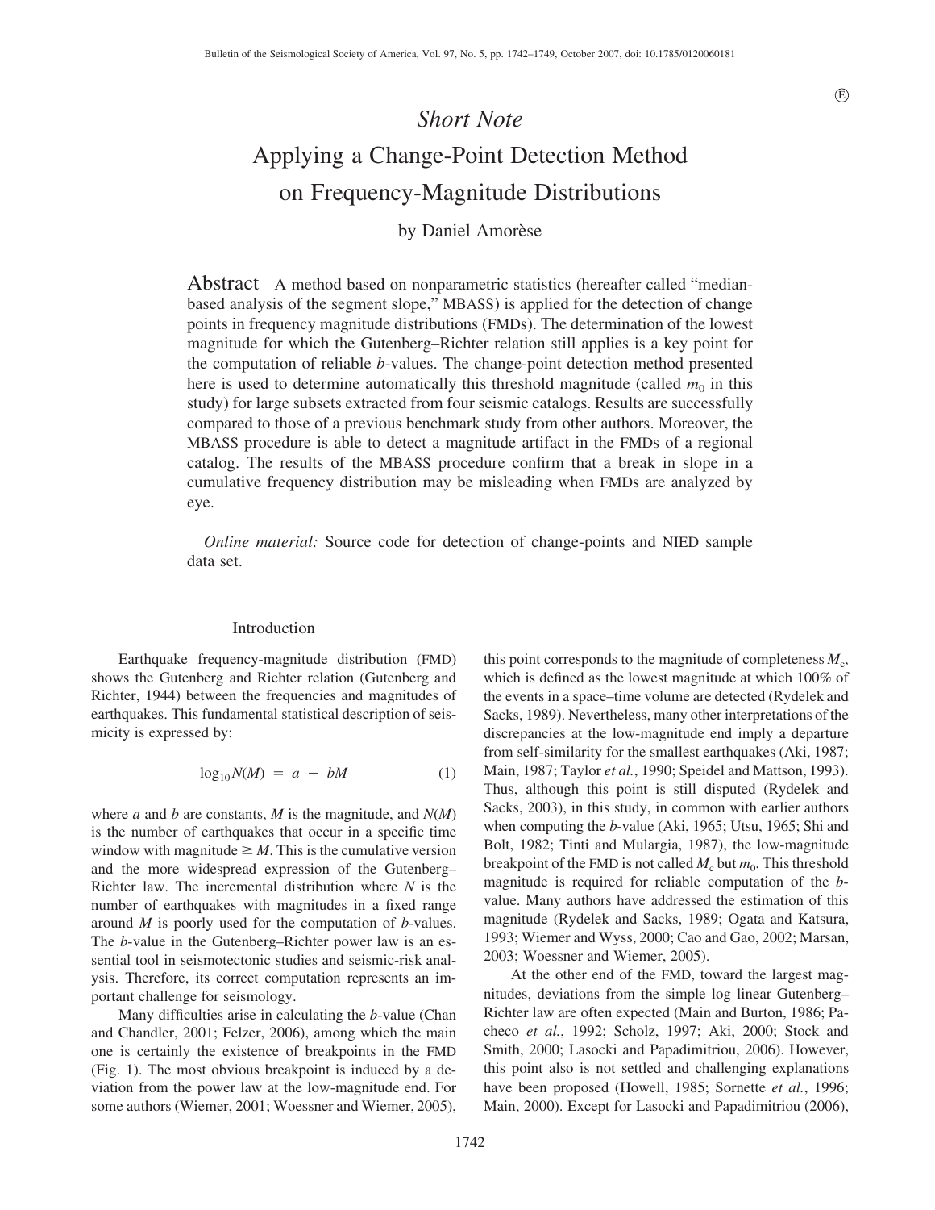# Short Note

# Applying a Change-Point Detection Method on Frequency-Magnitude Distributions

by Daniel Amorèse

**Abstract** A method based on nonparametric statistics (hereafter called "median-based analysis of the segment slope," MBASS) is applied for the detection of change points in frequency magnitude distributions (FMDs). The determination of the lowest magnitude for which the Gutenberg–Richter relation still applies is a key point for the computation of reliable *b*-values. The change-point detection method presented here is used to determine automatically this threshold magnitude (called $m_0$ in this study) for large subsets extracted from four seismic catalogs. Results are successfully compared to those of a previous benchmark study from other authors. Moreover, the MBASS procedure is able to detect a magnitude artifact in the FMDs of a regional catalog. The results of the MBASS procedure confirm that a break in slope in a cumulative frequency distribution may be misleading when FMDs are analyzed by eye.

*Online material:* Source code for detection of change-points and NIED sample data set.

## Introduction

Earthquake frequency-magnitude distribution (FMD) shows the Gutenberg and Richter relation (Gutenberg and Richter, 1944) between the frequencies and magnitudes of earthquakes. This fundamental statistical description of seismicity is expressed by:

$$\log_{10} N(M) = a - bM \tag{1}$$

where $a$ and $b$ are constants, $M$ is the magnitude, and $N(M)$ is the number of earthquakes that occur in a specific time window with magnitude $\geq M$. This is the cumulative version and the more widespread expression of the Gutenberg–Richter law. The incremental distribution where $N$ is the number of earthquakes with magnitudes in a fixed range around $M$ is poorly used for the computation of *b*-values. The *b*-value in the Gutenberg–Richter power law is an essential tool in seismotectonic studies and seismic-risk analysis. Therefore, its correct computation represents an important challenge for seismology.

Many difficulties arise in calculating the *b*-value (Chan and Chandler, 2001; Felzer, 2006), among which the main one is certainly the existence of breakpoints in the FMD (Fig. 1). The most obvious breakpoint is induced by a deviation from the power law at the low-magnitude end. For some authors (Wiemer, 2001; Woessner and Wiemer, 2005), this point corresponds to the magnitude of completeness $M_c$, which is defined as the lowest magnitude at which 100% of the events in a space–time volume are detected (Rydelek and Sacks, 1989). Nevertheless, many other interpretations of the discrepancies at the low-magnitude end imply a departure from self-similarity for the smallest earthquakes (Aki, 1987; Main, 1987; Taylor *et al.*, 1990; Speidel and Mattson, 1993). Thus, although this point is still disputed (Rydelek and Sacks, 2003), in this study, in common with earlier authors when computing the *b*-value (Aki, 1965; Utsu, 1965; Shi and Bolt, 1982; Tinti and Mulargia, 1987), the low-magnitude breakpoint of the FMD is not called $M_c$ but $m_0$. This threshold magnitude is required for reliable computation of the *b*-value. Many authors have addressed the estimation of this magnitude (Rydelek and Sacks, 1989; Ogata and Katsura, 1993; Wiemer and Wyss, 2000; Cao and Gao, 2002; Marsan, 2003; Woessner and Wiemer, 2005).

At the other end of the FMD, toward the largest magnitudes, deviations from the simple log linear Gutenberg–Richter law are often expected (Main and Burton, 1986; Pacheco *et al.*, 1992; Scholz, 1997; Aki, 2000; Stock and Smith, 2000; Lasocki and Papadimitriou, 2006). However, this point also is not settled and challenging explanations have been proposed (Howell, 1985; Sornette *et al.*, 1996; Main, 2000). Except for Lasocki and Papadimitriou (2006),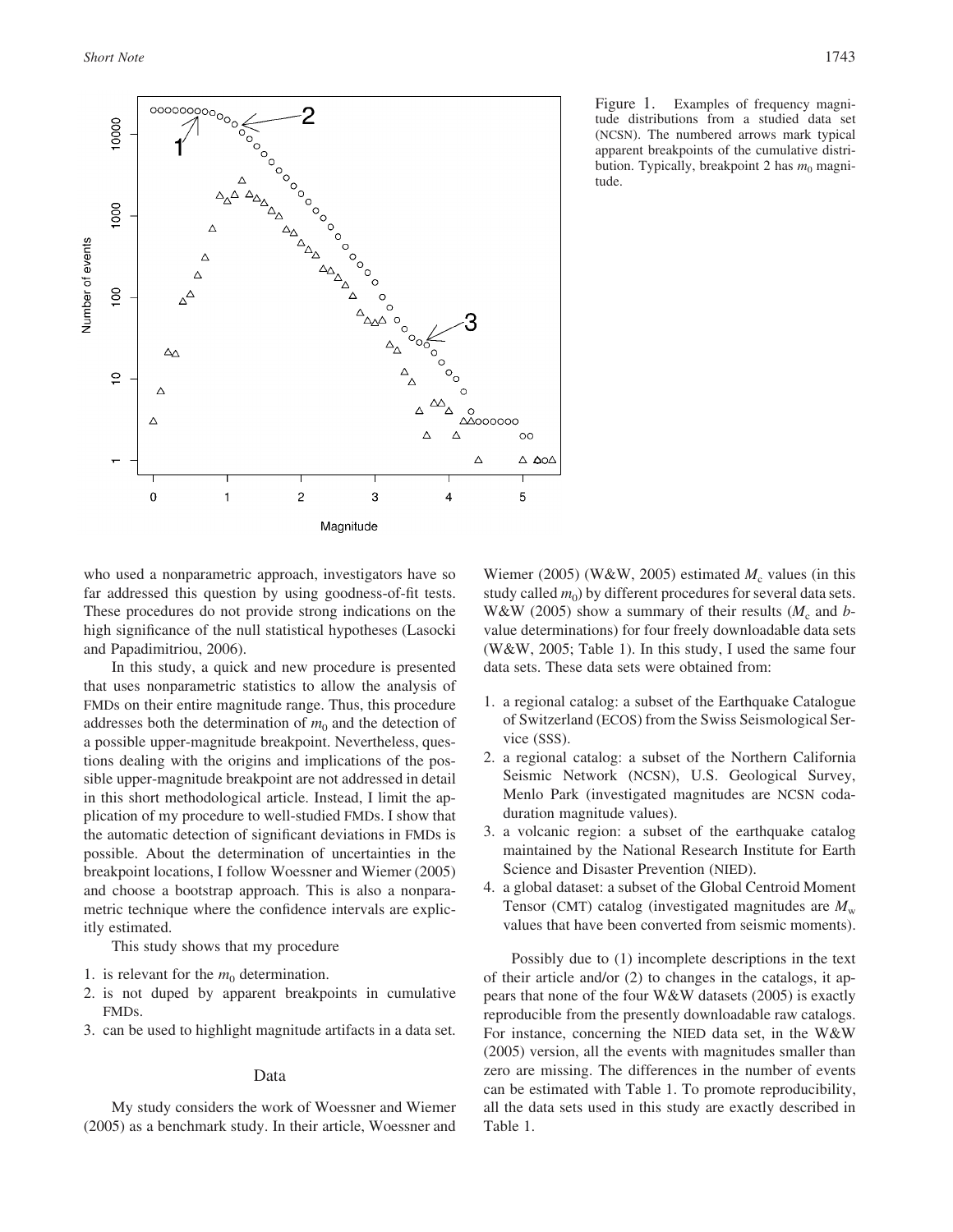Figure 1. Examples of frequency magnitude distributions from a studied data set (NCSN). The numbered arrows mark typical apparent breakpoints of the cumulative distribution. Typically, breakpoint 2 has $m_0$ magnitude.

who used a nonparametric approach, investigators have so far addressed this question by using goodness-of-fit tests. These procedures do not provide strong indications on the high significance of the null statistical hypotheses (Lasocki and Papadimitriou, 2006).

In this study, a quick and new procedure is presented that uses nonparametric statistics to allow the analysis of FMDs on their entire magnitude range. Thus, this procedure addresses both the determination of $m_0$ and the detection of a possible upper-magnitude breakpoint. Nevertheless, questions dealing with the origins and implications of the possible upper-magnitude breakpoint are not addressed in detail in this short methodological article. Instead, I limit the application of my procedure to well-studied FMDs. I show that the automatic detection of significant deviations in FMDs is possible. About the determination of uncertainties in the breakpoint locations, I follow Woessner and Wiemer (2005) and choose a bootstrap approach. This is also a nonparametric technique where the confidence intervals are explicitly estimated.

This study shows that my procedure

1. is relevant for the $m_0$ determination.
2. is not duped by apparent breakpoints in cumulative FMDs.
3. can be used to highlight magnitude artifacts in a data set.

## Data

My study considers the work of Woessner and Wiemer (2005) as a benchmark study. In their article, Woessner and Wiemer (2005) (W&W, 2005) estimated $M_c$ values (in this study called $m_0$) by different procedures for several data sets. W&W (2005) show a summary of their results ($M_c$ and $b$-value determinations) for four freely downloadable data sets (W&W, 2005; Table 1). In this study, I used the same four data sets. These data sets were obtained from:

1. a regional catalog: a subset of the Earthquake Catalogue of Switzerland (ECOS) from the Swiss Seismological Service (SSS).
2. a regional catalog: a subset of the Northern California Seismic Network (NCSN), U.S. Geological Survey, Menlo Park (investigated magnitudes are NCSN coda-duration magnitude values).
3. a volcanic region: a subset of the earthquake catalog maintained by the National Research Institute for Earth Science and Disaster Prevention (NIED).
4. a global dataset: a subset of the Global Centroid Moment Tensor (CMT) catalog (investigated magnitudes are $M_w$ values that have been converted from seismic moments).

Possibly due to (1) incomplete descriptions in the text of their article and/or (2) to changes in the catalogs, it appears that none of the four W&W datasets (2005) is exactly reproducible from the presently downloadable raw catalogs. For instance, concerning the NIED data set, in the W&W (2005) version, all the events with magnitudes smaller than zero are missing. The differences in the number of events can be estimated with Table 1. To promote reproducibility, all the data sets used in this study are exactly described in Table 1.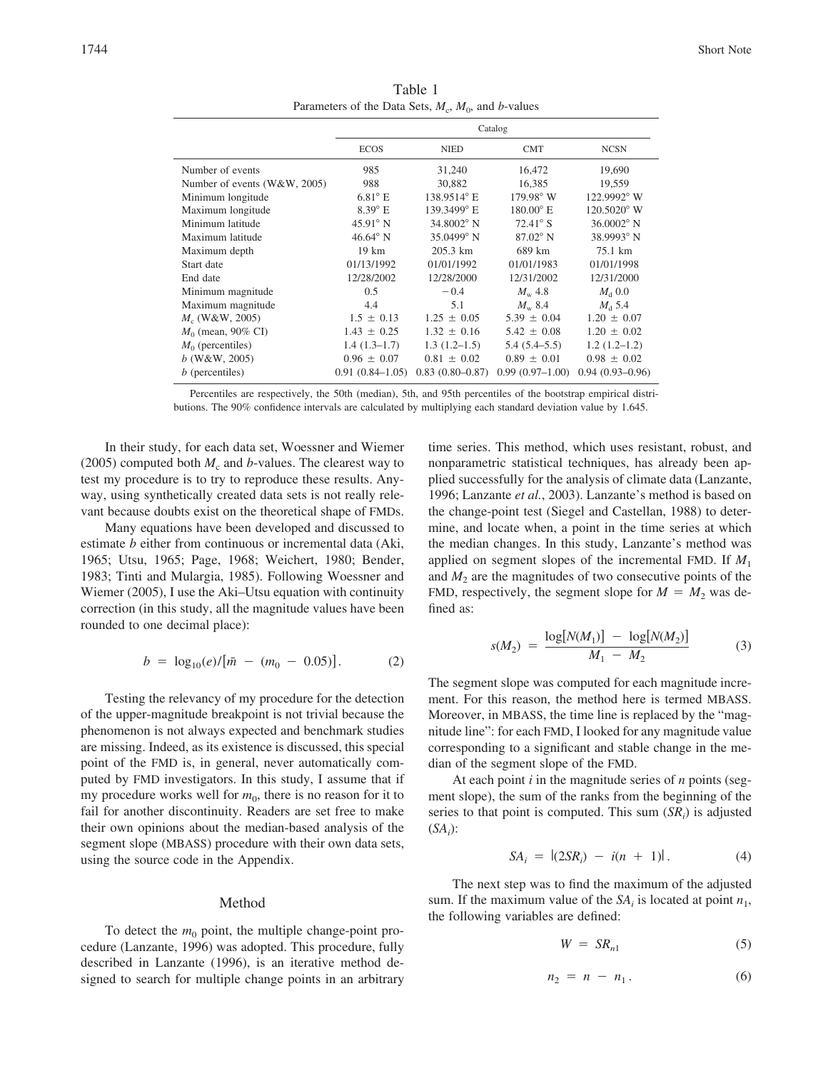Table 1
Parameters of the Data Sets, $M_c$, $M_0$, and $b$-values

| | Catalog | | | |
|---|---|---|---|---|
| | ECOS | NIED | CMT | NCSN |
| Number of events | 985 | 31,240 | 16,472 | 19,690 |
| Number of events (W&W, 2005) | 988 | 30,882 | 16,385 | 19,559 |
| Minimum longitude | 6.81° E | 138.9514° E | 179.98° W | 122.9992° W |
| Maximum longitude | 8.39° E | 139.3499° E | 180.00° E | 120.5020° W |
| Minimum latitude | 45.91° N | 34.8002° N | 72.41° S | 36.0002° N |
| Maximum latitude | 46.64° N | 35.0499° N | 87.02° N | 38.9993° N |
| Maximum depth | 19 km | 205.3 km | 689 km | 75.1 km |
| Start date | 01/13/1992 | 01/01/1992 | 01/01/1983 | 01/01/1998 |
| End date | 12/28/2002 | 12/28/2000 | 12/31/2002 | 12/31/2000 |
| Minimum magnitude | 0.5 | −0.4 | $M_w$ 4.8 | $M_d$ 0.0 |
| Maximum magnitude | 4.4 | 5.1 | $M_w$ 8.4 | $M_d$ 5.4 |
| $M_c$ (W&W, 2005) | 1.5 ± 0.13 | 1.25 ± 0.05 | 5.39 ± 0.04 | 1.20 ± 0.07 |
| $M_0$ (mean, 90% CI) | 1.43 ± 0.25 | 1.32 ± 0.16 | 5.42 ± 0.08 | 1.20 ± 0.02 |
| $M_0$ (percentiles) | 1.4 (1.3–1.7) | 1.3 (1.2–1.5) | 5.4 (5.4–5.5) | 1.2 (1.2–1.2) |
| $b$ (W&W, 2005) | 0.96 ± 0.07 | 0.81 ± 0.02 | 0.89 ± 0.01 | 0.98 ± 0.02 |
| $b$ (percentiles) | 0.91 (0.84–1.05) | 0.83 (0.80–0.87) | 0.99 (0.97–1.00) | 0.94 (0.93–0.96) |

Percentiles are respectively, the 50th (median), 5th, and 95th percentiles of the bootstrap empirical distributions. The 90% confidence intervals are calculated by multiplying each standard deviation value by 1.645.

In their study, for each data set, Woessner and Wiemer (2005) computed both $M_c$ and $b$-values. The clearest way to test my procedure is to try to reproduce these results. Anyway, using synthetically created data sets is not really relevant because doubts exist on the theoretical shape of FMDs.

Many equations have been developed and discussed to estimate $b$ either from continuous or incremental data (Aki, 1965; Utsu, 1965; Page, 1968; Weichert, 1980; Bender, 1983; Tinti and Mulargia, 1985). Following Woessner and Wiemer (2005), I use the Aki–Utsu equation with continuity correction (in this study, all the magnitude values have been rounded to one decimal place):

$$b = \log_{10}(e)/[\bar{m} - (m_0 - 0.05)]. \tag{2}$$

Testing the relevancy of my procedure for the detection of the upper-magnitude breakpoint is not trivial because the phenomenon is not always expected and benchmark studies are missing. Indeed, as its existence is discussed, this special point of the FMD is, in general, never automatically computed by FMD investigators. In this study, I assume that if my procedure works well for $m_0$, there is no reason for it to fail for another discontinuity. Readers are set free to make their own opinions about the median-based analysis of the segment slope (MBASS) procedure with their own data sets, using the source code in the Appendix.

## Method

To detect the $m_0$ point, the multiple change-point procedure (Lanzante, 1996) was adopted. This procedure, fully described in Lanzante (1996), is an iterative method designed to search for multiple change points in an arbitrary time series. This method, which uses resistant, robust, and nonparametric statistical techniques, has already been applied successfully for the analysis of climate data (Lanzante, 1996; Lanzante *et al.*, 2003). Lanzante's method is based on the change-point test (Siegel and Castellan, 1988) to determine, and locate when, a point in the time series at which the median changes. In this study, Lanzante's method was applied on segment slopes of the incremental FMD. If $M_1$ and $M_2$ are the magnitudes of two consecutive points of the FMD, respectively, the segment slope for $M = M_2$ was defined as:

$$s(M_2) = \frac{\log[N(M_1)] - \log[N(M_2)]}{M_1 - M_2} \tag{3}$$

The segment slope was computed for each magnitude increment. For this reason, the method here is termed MBASS. Moreover, in MBASS, the time line is replaced by the "magnitude line": for each FMD, I looked for any magnitude value corresponding to a significant and stable change in the median of the segment slope of the FMD.

At each point $i$ in the magnitude series of $n$ points (segment slope), the sum of the ranks from the beginning of the series to that point is computed. This sum ($SR_i$) is adjusted ($SA_i$):

$$SA_i = |(2SR_i) - i(n + 1)|. \tag{4}$$

The next step was to find the maximum of the adjusted sum. If the maximum value of the $SA_i$ is located at point $n_1$, the following variables are defined:

$$W = SR_{n1} \tag{5}$$

$$n_2 = n - n_1. \tag{6}$$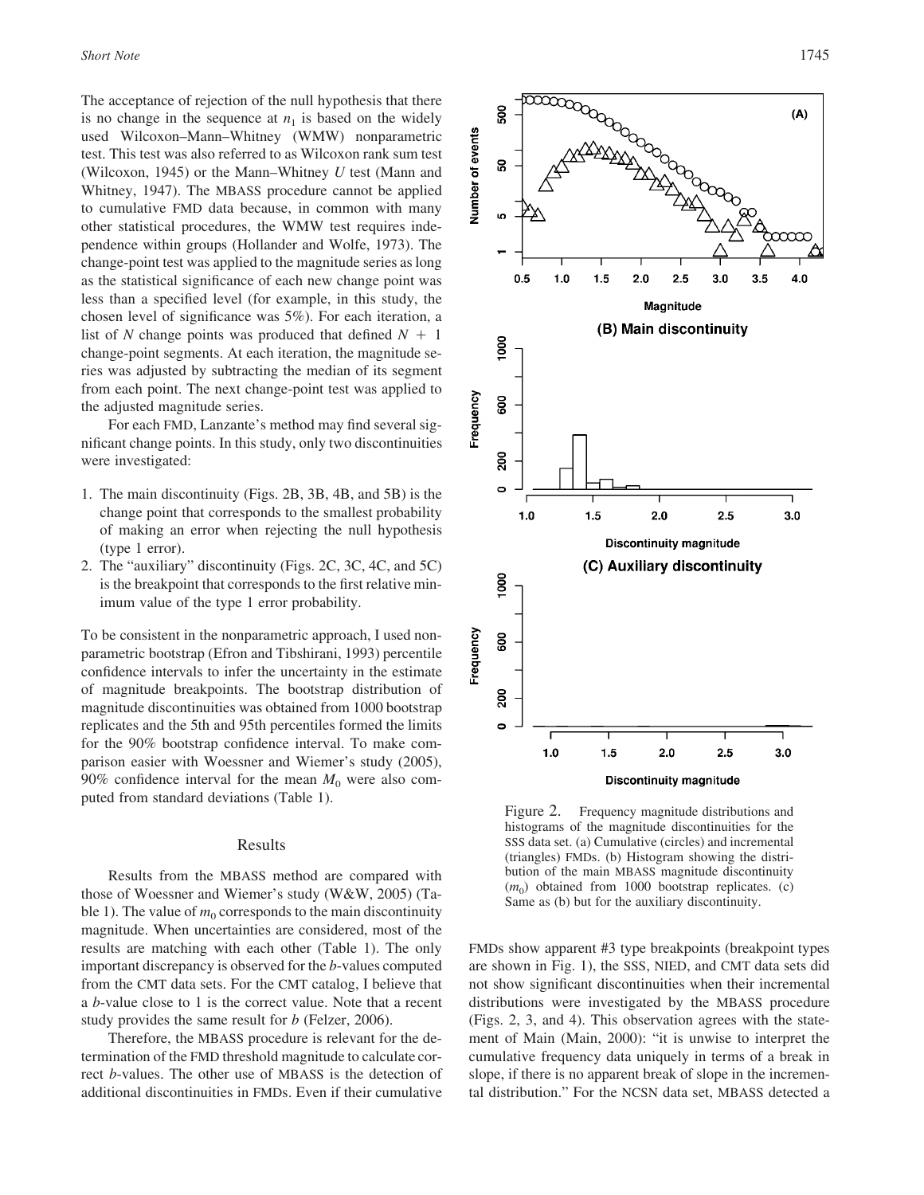The acceptance of rejection of the null hypothesis that there is no change in the sequence at $n_1$ is based on the widely used Wilcoxon–Mann–Whitney (WMW) nonparametric test. This test was also referred to as Wilcoxon rank sum test (Wilcoxon, 1945) or the Mann–Whitney $U$ test (Mann and Whitney, 1947). The MBASS procedure cannot be applied to cumulative FMD data because, in common with many other statistical procedures, the WMW test requires independence within groups (Hollander and Wolfe, 1973). The change-point test was applied to the magnitude series as long as the statistical significance of each new change point was less than a specified level (for example, in this study, the chosen level of significance was 5%). For each iteration, a list of $N$ change points was produced that defined $N + 1$ change-point segments. At each iteration, the magnitude series was adjusted by subtracting the median of its segment from each point. The next change-point test was applied to the adjusted magnitude series.

For each FMD, Lanzante's method may find several significant change points. In this study, only two discontinuities were investigated:

1. The main discontinuity (Figs. 2B, 3B, 4B, and 5B) is the change point that corresponds to the smallest probability of making an error when rejecting the null hypothesis (type 1 error).
2. The "auxiliary" discontinuity (Figs. 2C, 3C, 4C, and 5C) is the breakpoint that corresponds to the first relative minimum value of the type 1 error probability.

To be consistent in the nonparametric approach, I used nonparametric bootstrap (Efron and Tibshirani, 1993) percentile confidence intervals to infer the uncertainty in the estimate of magnitude breakpoints. The bootstrap distribution of magnitude discontinuities was obtained from 1000 bootstrap replicates and the 5th and 95th percentiles formed the limits for the 90% bootstrap confidence interval. To make comparison easier with Woessner and Wiemer's study (2005), 90% confidence interval for the mean $M_0$ were also computed from standard deviations (Table 1).

## Results

Results from the MBASS method are compared with those of Woessner and Wiemer's study (W&W, 2005) (Table 1). The value of $m_0$ corresponds to the main discontinuity magnitude. When uncertainties are considered, most of the results are matching with each other (Table 1). The only important discrepancy is observed for the $b$-values computed from the CMT data sets. For the CMT catalog, I believe that a $b$-value close to 1 is the correct value. Note that a recent study provides the same result for $b$ (Felzer, 2006).

Therefore, the MBASS procedure is relevant for the determination of the FMD threshold magnitude to calculate correct $b$-values. The other use of MBASS is the detection of additional discontinuities in FMDs. Even if their cumulative FMDs show apparent #3 type breakpoints (breakpoint types are shown in Fig. 1), the SSS, NIED, and CMT data sets did not show significant discontinuities when their incremental distributions were investigated by the MBASS procedure (Figs. 2, 3, and 4). This observation agrees with the statement of Main (Main, 2000): "it is unwise to interpret the cumulative frequency data uniquely in terms of a break in slope, if there is no apparent break of slope in the incremental distribution." For the NCSN data set, MBASS detected a

Figure 2. Frequency magnitude distributions and histograms of the magnitude discontinuities for the SSS data set. (a) Cumulative (circles) and incremental (triangles) FMDs. (b) Histogram showing the distribution of the main MBASS magnitude discontinuity ($m_0$) obtained from 1000 bootstrap replicates. (c) Same as (b) but for the auxiliary discontinuity.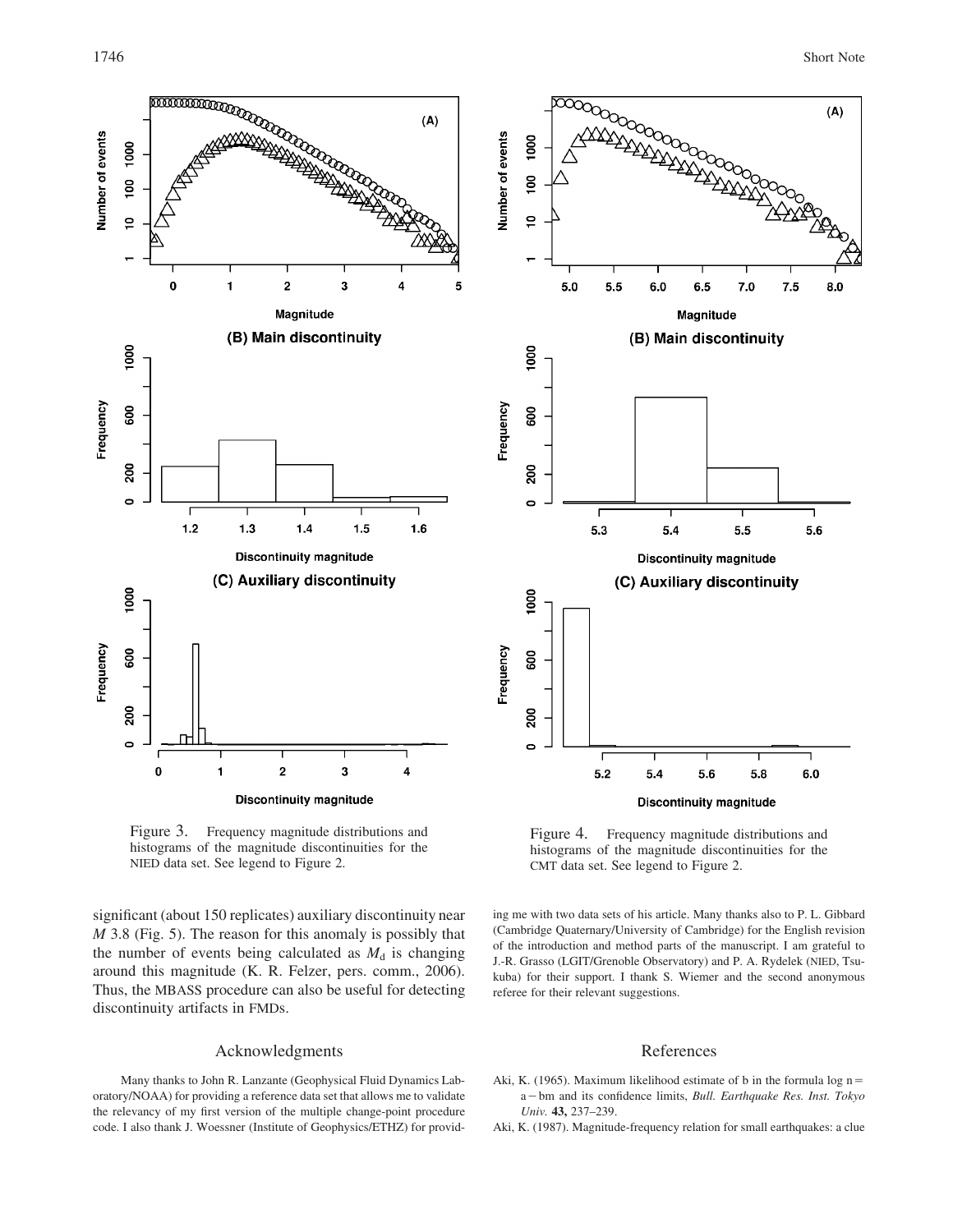Figure 3. Frequency magnitude distributions and histograms of the magnitude discontinuities for the NIED data set. See legend to Figure 2.

Figure 4. Frequency magnitude distributions and histograms of the magnitude discontinuities for the CMT data set. See legend to Figure 2.

significant (about 150 replicates) auxiliary discontinuity near $M$ 3.8 (Fig. 5). The reason for this anomaly is possibly that the number of events being calculated as $M_d$ is changing around this magnitude (K. R. Felzer, pers. comm., 2006). Thus, the MBASS procedure can also be useful for detecting discontinuity artifacts in FMDs.

## Acknowledgments

Many thanks to John R. Lanzante (Geophysical Fluid Dynamics Laboratory/NOAA) for providing a reference data set that allows me to validate the relevancy of my first version of the multiple change-point procedure code. I also thank J. Woessner (Institute of Geophysics/ETHZ) for providing me with two data sets of his article. Many thanks also to P. L. Gibbard (Cambridge Quaternary/University of Cambridge) for the English revision of the introduction and method parts of the manuscript. I am grateful to J.-R. Grasso (LGIT/Grenoble Observatory) and P. A. Rydelek (NIED, Tsukuba) for their support. I thank S. Wiemer and the second anonymous referee for their relevant suggestions.

## References

Aki, K. (1965). Maximum likelihood estimate of b in the formula log n = a − bm and its confidence limits, *Bull. Earthquake Res. Inst. Tokyo Univ.* **43,** 237–239.

Aki, K. (1987). Magnitude-frequency relation for small earthquakes: a clue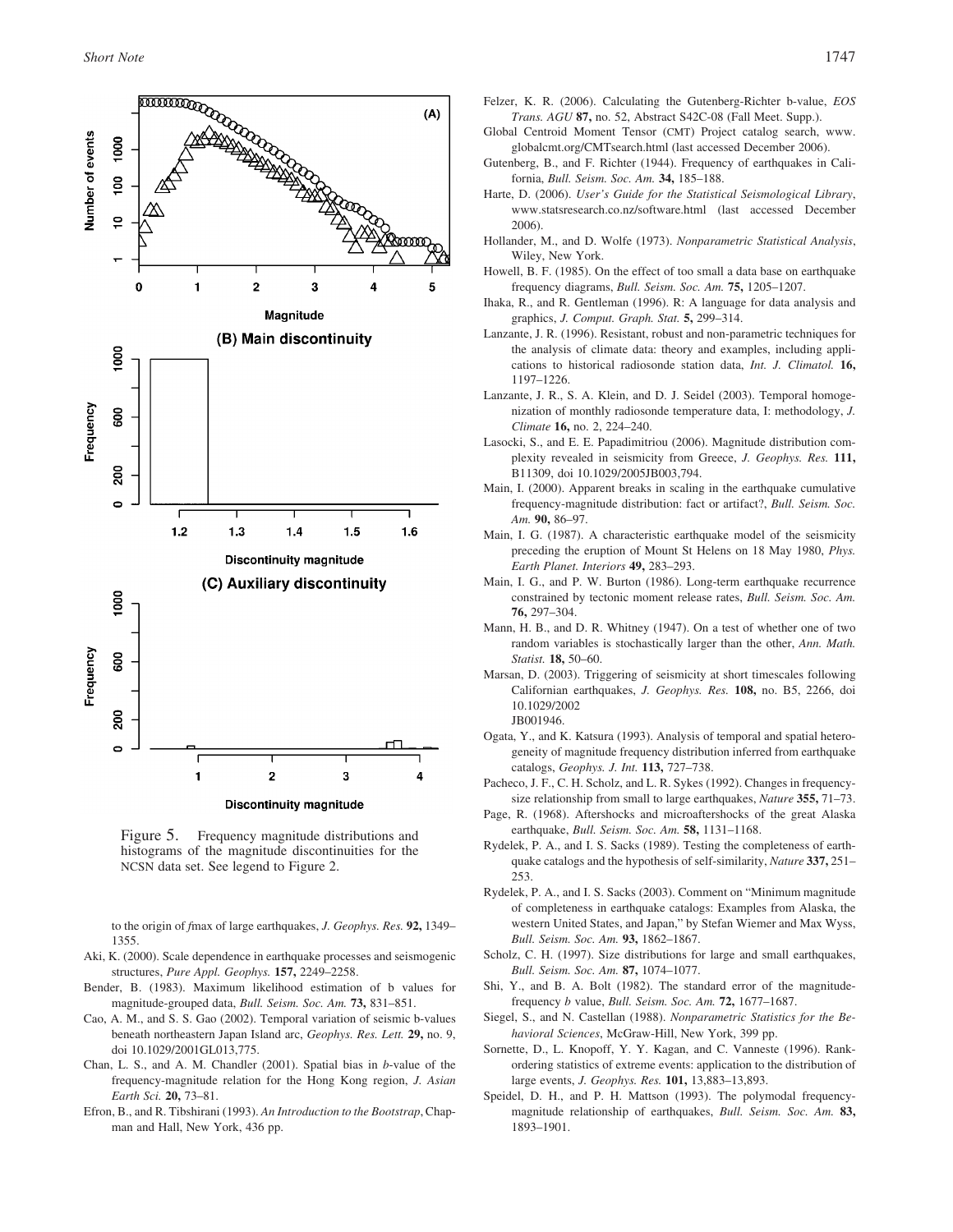Figure 5. Frequency magnitude distributions and histograms of the magnitude discontinuities for the NCSN data set. See legend to Figure 2.

to the origin of *f*max of large earthquakes, *J. Geophys. Res.* **92,** 1349–1355.

Aki, K. (2000). Scale dependence in earthquake processes and seismogenic structures, *Pure Appl. Geophys.* **157,** 2249–2258.

Bender, B. (1983). Maximum likelihood estimation of b values for magnitude-grouped data, *Bull. Seism. Soc. Am.* **73,** 831–851.

Cao, A. M., and S. S. Gao (2002). Temporal variation of seismic b-values beneath northeastern Japan Island arc, *Geophys. Res. Lett.* **29,** no. 9, doi 10.1029/2001GL013,775.

Chan, L. S., and A. M. Chandler (2001). Spatial bias in *b*-value of the frequency-magnitude relation for the Hong Kong region, *J. Asian Earth Sci.* **20,** 73–81.

Efron, B., and R. Tibshirani (1993). *An Introduction to the Bootstrap*, Chapman and Hall, New York, 436 pp.

Felzer, K. R. (2006). Calculating the Gutenberg-Richter b-value, *EOS Trans. AGU* **87,** no. 52, Abstract S42C-08 (Fall Meet. Supp.).

Global Centroid Moment Tensor (CMT) Project catalog search, www.globalcmt.org/CMTsearch.html (last accessed December 2006).

Gutenberg, B., and F. Richter (1944). Frequency of earthquakes in California, *Bull. Seism. Soc. Am.* **34,** 185–188.

Harte, D. (2006). *User's Guide for the Statistical Seismological Library*, www.statsresearch.co.nz/software.html (last accessed December 2006).

Hollander, M., and D. Wolfe (1973). *Nonparametric Statistical Analysis*, Wiley, New York.

Howell, B. F. (1985). On the effect of too small a data base on earthquake frequency diagrams, *Bull. Seism. Soc. Am.* **75,** 1205–1207.

Ihaka, R., and R. Gentleman (1996). R: A language for data analysis and graphics, *J. Comput. Graph. Stat.* **5,** 299–314.

Lanzante, J. R. (1996). Resistant, robust and non-parametric techniques for the analysis of climate data: theory and examples, including applications to historical radiosonde station data, *Int. J. Climatol.* **16,** 1197–1226.

Lanzante, J. R., S. A. Klein, and D. J. Seidel (2003). Temporal homogenization of monthly radiosonde temperature data, I: methodology, *J. Climate* **16,** no. 2, 224–240.

Lasocki, S., and E. E. Papadimitriou (2006). Magnitude distribution complexity revealed in seismicity from Greece, *J. Geophys. Res.* **111,** B11309, doi 10.1029/2005JB003,794.

Main, I. (2000). Apparent breaks in scaling in the earthquake cumulative frequency-magnitude distribution: fact or artifact?, *Bull. Seism. Soc. Am.* **90,** 86–97.

Main, I. G. (1987). A characteristic earthquake model of the seismicity preceding the eruption of Mount St Helens on 18 May 1980, *Phys. Earth Planet. Interiors* **49,** 283–293.

Main, I. G., and P. W. Burton (1986). Long-term earthquake recurrence constrained by tectonic moment release rates, *Bull. Seism. Soc. Am.* **76,** 297–304.

Mann, H. B., and D. R. Whitney (1947). On a test of whether one of two random variables is stochastically larger than the other, *Ann. Math. Statist.* **18,** 50–60.

Marsan, D. (2003). Triggering of seismicity at short timescales following Californian earthquakes, *J. Geophys. Res.* **108,** no. B5, 2266, doi 10.1029/2002 JB001946.

Ogata, Y., and K. Katsura (1993). Analysis of temporal and spatial heterogeneity of magnitude frequency distribution inferred from earthquake catalogs, *Geophys. J. Int.* **113,** 727–738.

Pacheco, J. F., C. H. Scholz, and L. R. Sykes (1992). Changes in frequency-size relationship from small to large earthquakes, *Nature* **355,** 71–73.

Page, R. (1968). Aftershocks and microaftershocks of the great Alaska earthquake, *Bull. Seism. Soc. Am.* **58,** 1131–1168.

Rydelek, P. A., and I. S. Sacks (1989). Testing the completeness of earthquake catalogs and the hypothesis of self-similarity, *Nature* **337,** 251–253.

Rydelek, P. A., and I. S. Sacks (2003). Comment on "Minimum magnitude of completeness in earthquake catalogs: Examples from Alaska, the western United States, and Japan," by Stefan Wiemer and Max Wyss, *Bull. Seism. Soc. Am.* **93,** 1862–1867.

Scholz, C. H. (1997). Size distributions for large and small earthquakes, *Bull. Seism. Soc. Am.* **87,** 1074–1077.

Shi, Y., and B. A. Bolt (1982). The standard error of the magnitude-frequency *b* value, *Bull. Seism. Soc. Am.* **72,** 1677–1687.

Siegel, S., and N. Castellan (1988). *Nonparametric Statistics for the Behavioral Sciences*, McGraw-Hill, New York, 399 pp.

Sornette, D., L. Knopoff, Y. Y. Kagan, and C. Vanneste (1996). Rank-ordering statistics of extreme events: application to the distribution of large events, *J. Geophys. Res.* **101,** 13,883–13,893.

Speidel, D. H., and P. H. Mattson (1993). The polymodal frequency-magnitude relationship of earthquakes, *Bull. Seism. Soc. Am.* **83,** 1893–1901.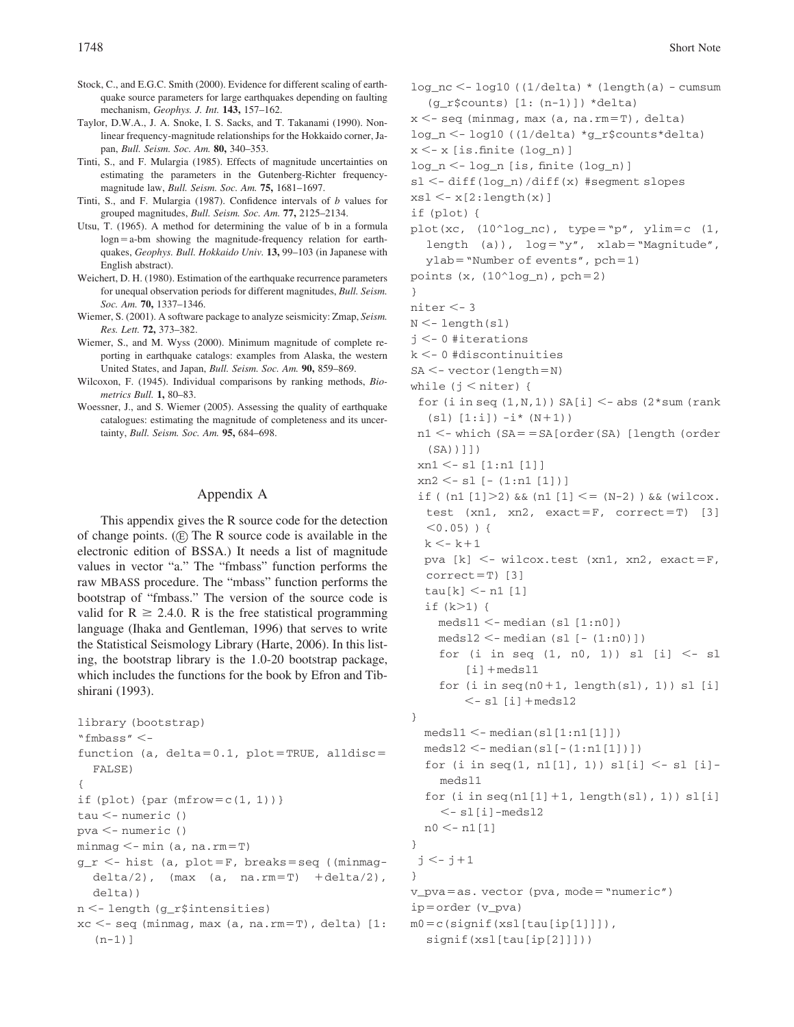Stock, C., and E.G.C. Smith (2000). Evidence for different scaling of earthquake source parameters for large earthquakes depending on faulting mechanism, *Geophys. J. Int.* **143,** 157–162.

Taylor, D.W.A., J. A. Snoke, I. S. Sacks, and T. Takanami (1990). Nonlinear frequency-magnitude relationships for the Hokkaido corner, Japan, *Bull. Seism. Soc. Am.* **80,** 340–353.

Tinti, S., and F. Mulargia (1985). Effects of magnitude uncertainties on estimating the parameters in the Gutenberg-Richter frequency-magnitude law, *Bull. Seism. Soc. Am.* **75,** 1681–1697.

Tinti, S., and F. Mulargia (1987). Confidence intervals of *b* values for grouped magnitudes, *Bull. Seism. Soc. Am.* **77,** 2125–2134.

Utsu, T. (1965). A method for determining the value of b in a formula logn = a-bm showing the magnitude-frequency relation for earthquakes, *Geophys. Bull. Hokkaido Univ.* **13,** 99–103 (in Japanese with English abstract).

Weichert, D. H. (1980). Estimation of the earthquake recurrence parameters for unequal observation periods for different magnitudes, *Bull. Seism. Soc. Am.* **70,** 1337–1346.

Wiemer, S. (2001). A software package to analyze seismicity: Zmap, *Seism. Res. Lett.* **72,** 373–382.

Wiemer, S., and M. Wyss (2000). Minimum magnitude of complete reporting in earthquake catalogs: examples from Alaska, the western United States, and Japan, *Bull. Seism. Soc. Am.* **90,** 859–869.

Wilcoxon, F. (1945). Individual comparisons by ranking methods, *Biometrics Bull.* **1,** 80–83.

Woessner, J., and S. Wiemer (2005). Assessing the quality of earthquake catalogues: estimating the magnitude of completeness and its uncertainty, *Bull. Seism. Soc. Am.* **95,** 684–698.

## Appendix A

This appendix gives the R source code for the detection of change points. (Ⓔ The R source code is available in the electronic edition of BSSA.) It needs a list of magnitude values in vector "a." The "fmbass" function performs the raw MBASS procedure. The "mbass" function performs the bootstrap of "fmbass." The version of the source code is valid for R ≥ 2.4.0. R is the free statistical programming language (Ihaka and Gentleman, 1996) that serves to write the Statistical Seismology Library (Harte, 2006). In this listing, the bootstrap library is the 1.0-20 bootstrap package, which includes the functions for the book by Efron and Tibshirani (1993).

```
library (bootstrap)
"fmbass" <-
function (a, delta=0.1, plot=TRUE, alldisc=
  FALSE)
{
if (plot) {par (mfrow=c(1, 1))}
tau <- numeric ()
pva <- numeric ()
minmag <- min (a, na.rm=T)
g_r <- hist (a, plot=F, breaks=seq ((minmag-
  delta/2), (max (a, na.rm=T) +delta/2),
  delta))
n <- length (g_r$intensities)
xc <- seq (minmag, max (a, na.rm=T), delta) [1:
  (n-1)]
log_nc <- log10 ((1/delta) * (length(a) - cumsum
  (g_r$counts) [1: (n-1)]) *delta)
x <- seq (minmag, max (a, na.rm=T), delta)
log_n <- log10 ((1/delta) *g_r$counts*delta)
x <- x [is.finite (log_n)]
log_n <- log_n [is, finite (log_n)]
sl <- diff(log_n)/diff(x) #segment slopes
xsl <- x[2:length(x)]
if (plot) {
plot(xc, (10^log_nc), type="p", ylim=c (1,
  length (a)), log="y", xlab="Magnitude",
  ylab="Number of events", pch=1)
points (x, (10^log_n), pch=2)
}
niter <- 3
N <- length(sl)
j <- 0 #iterations
k <- 0 #discontinuities
SA <- vector(length=N)
while (j < niter) {
 for (i in seq (1,N,1)) SA[i] <- abs (2*sum (rank
  (sl) [1:i]) -i* (N+1))
 n1 <- which (SA==SA[order(SA) [length (order
  (SA))]])
 xn1 <- sl [1:n1 [1]]
 xn2 <- sl [- (1:n1 [1])]
 if ( (n1 [1]>2) && (n1 [1] <= (N-2) ) && (wilcox.
  test (xn1, xn2, exact=F, correct=T) [3]
  <0.05) ) {
  k <- k+1
  pva [k] <- wilcox.test (xn1, xn2, exact=F,
  correct=T) [3]
  tau[k] <- n1 [1]
  if (k>1) {
    medsl1 <- median (sl [1:n0])
    medsl2 <- median (sl [- (1:n0)])
    for (i in seq (1, n0, 1)) sl [i] <- sl
        [i]+medsl1
    for (i in seq(n0+1, length(sl), 1)) sl [i]
        <- sl [i]+medsl2
}
  medsl1 <- median(sl[1:n1[1]])
  medsl2 <- median(sl[-(1:n1[1])])
  for (i in seq(1, n1[1], 1)) sl[i] <- sl [i]-
    medsl1
  for (i in seq(n1[1]+1, length(sl), 1)) sl[i]
    <- sl[i]-medsl2
  n0 <- n1[1]
}
 j <- j+1
}
v_pva=as. vector (pva, mode="numeric")
ip=order (v_pva)
m0=c(signif(xsl[tau[ip[1]]]),
  signif(xsl[tau[ip[2]]]))
```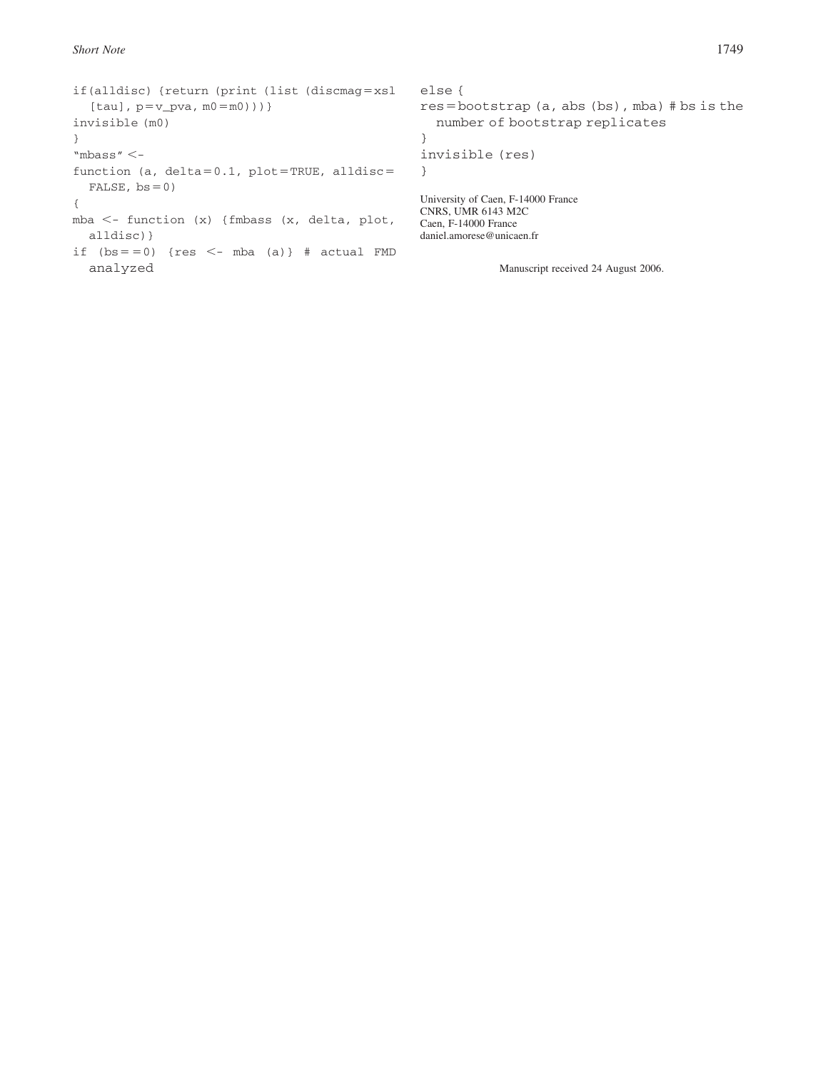```
if(alldisc) {return (print (list (discmag=xsl
  [tau], p=v_pva, m0=m0)))}
invisible (m0)
}
"mbass" <-
function (a, delta=0.1, plot=TRUE, alldisc=
  FALSE, bs=0)
{
mba <- function (x) {fmbass (x, delta, plot,
  alldisc)}
if (bs==0) {res <- mba (a)} # actual FMD
  analyzed
else {
res=bootstrap (a, abs (bs), mba) # bs is the
  number of bootstrap replicates
}
invisible (res)
}
```

University of Caen, F-14000 France
CNRS, UMR 6143 M2C
Caen, F-14000 France
daniel.amorese@unicaen.fr

Manuscript received 24 August 2006.